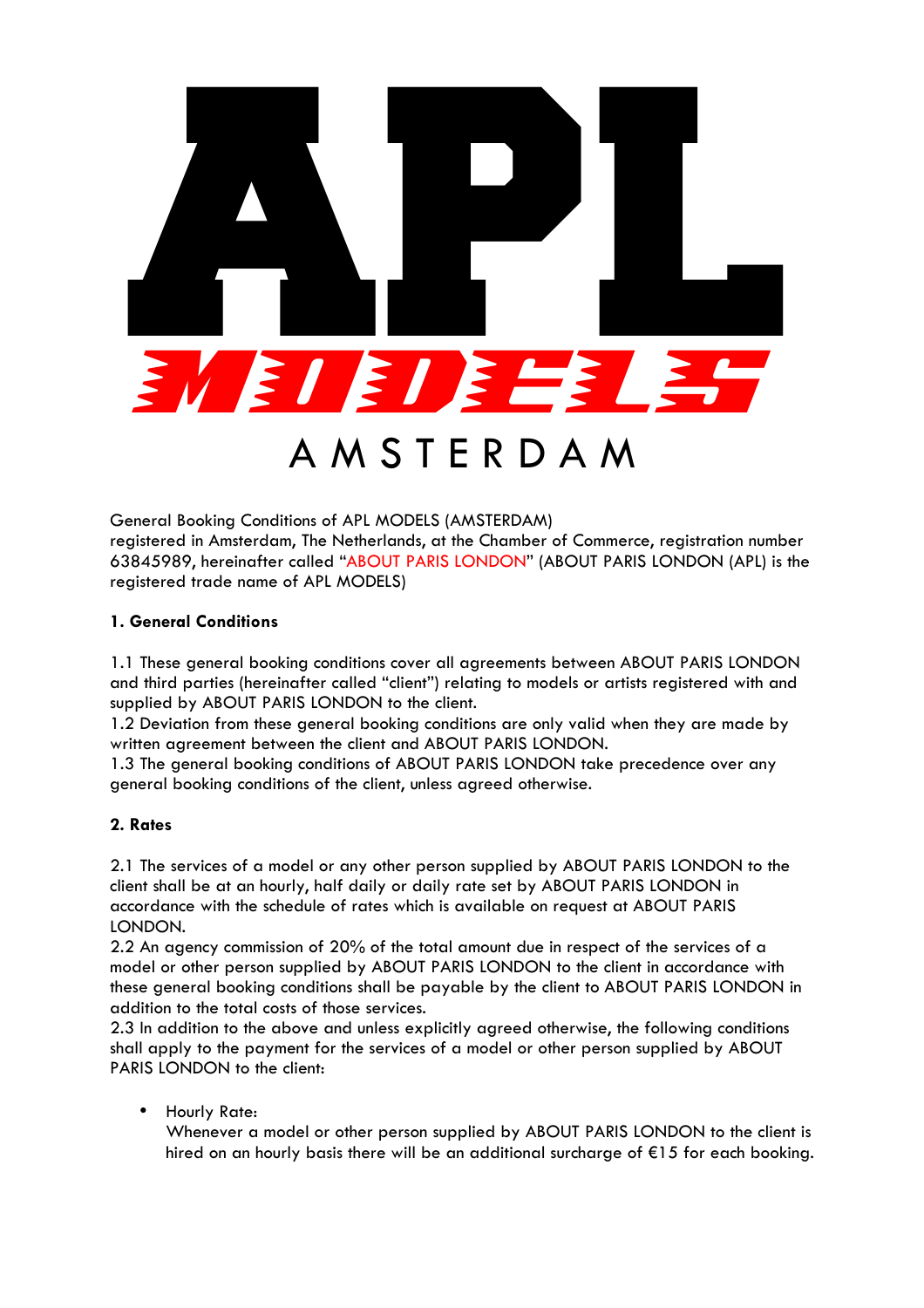# APL MODELS AMSTERDAM

General Booking Conditions of APL MODELS (AMSTERDAM)
registered in Amsterdam, The Netherlands, at the Chamber of Commerce, registration number 63845989, hereinafter called "ABOUT PARIS LONDON" (ABOUT PARIS LONDON (APL) is the registered trade name of APL MODELS)

**1. General Conditions**

1.1 These general booking conditions cover all agreements between ABOUT PARIS LONDON and third parties (hereinafter called "client") relating to models or artists registered with and supplied by ABOUT PARIS LONDON to the client.
1.2 Deviation from these general booking conditions are only valid when they are made by written agreement between the client and ABOUT PARIS LONDON.
1.3 The general booking conditions of ABOUT PARIS LONDON take precedence over any general booking conditions of the client, unless agreed otherwise.

**2. Rates**

2.1 The services of a model or any other person supplied by ABOUT PARIS LONDON to the client shall be at an hourly, half daily or daily rate set by ABOUT PARIS LONDON in accordance with the schedule of rates which is available on request at ABOUT PARIS LONDON.
2.2 An agency commission of 20% of the total amount due in respect of the services of a model or other person supplied by ABOUT PARIS LONDON to the client in accordance with these general booking conditions shall be payable by the client to ABOUT PARIS LONDON in addition to the total costs of those services.
2.3 In addition to the above and unless explicitly agreed otherwise, the following conditions shall apply to the payment for the services of a model or other person supplied by ABOUT PARIS LONDON to the client:

- Hourly Rate:
  Whenever a model or other person supplied by ABOUT PARIS LONDON to the client is hired on an hourly basis there will be an additional surcharge of €15 for each booking.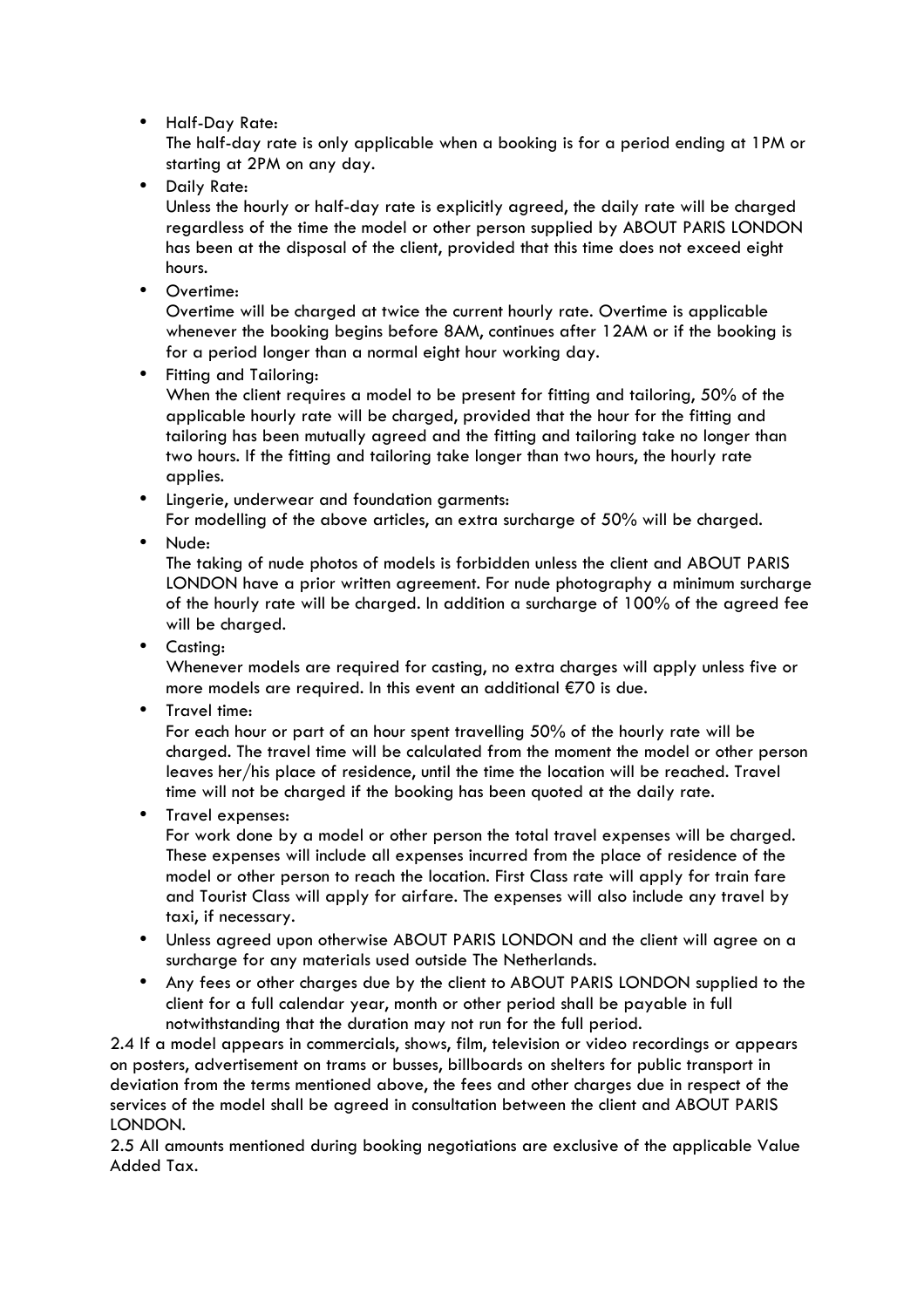- Half-Day Rate:
  The half-day rate is only applicable when a booking is for a period ending at 1PM or starting at 2PM on any day.
- Daily Rate:
  Unless the hourly or half-day rate is explicitly agreed, the daily rate will be charged regardless of the time the model or other person supplied by ABOUT PARIS LONDON has been at the disposal of the client, provided that this time does not exceed eight hours.
- Overtime:
  Overtime will be charged at twice the current hourly rate. Overtime is applicable whenever the booking begins before 8AM, continues after 12AM or if the booking is for a period longer than a normal eight hour working day.
- Fitting and Tailoring:
  When the client requires a model to be present for fitting and tailoring, 50% of the applicable hourly rate will be charged, provided that the hour for the fitting and tailoring has been mutually agreed and the fitting and tailoring take no longer than two hours. If the fitting and tailoring take longer than two hours, the hourly rate applies.
- Lingerie, underwear and foundation garments:
  For modelling of the above articles, an extra surcharge of 50% will be charged.
- Nude:
  The taking of nude photos of models is forbidden unless the client and ABOUT PARIS LONDON have a prior written agreement. For nude photography a minimum surcharge of the hourly rate will be charged. In addition a surcharge of 100% of the agreed fee will be charged.
- Casting:
  Whenever models are required for casting, no extra charges will apply unless five or more models are required. In this event an additional €70 is due.
- Travel time:
  For each hour or part of an hour spent travelling 50% of the hourly rate will be charged. The travel time will be calculated from the moment the model or other person leaves her/his place of residence, until the time the location will be reached. Travel time will not be charged if the booking has been quoted at the daily rate.
- Travel expenses:
  For work done by a model or other person the total travel expenses will be charged. These expenses will include all expenses incurred from the place of residence of the model or other person to reach the location. First Class rate will apply for train fare and Tourist Class will apply for airfare. The expenses will also include any travel by taxi, if necessary.
- Unless agreed upon otherwise ABOUT PARIS LONDON and the client will agree on a surcharge for any materials used outside The Netherlands.
- Any fees or other charges due by the client to ABOUT PARIS LONDON supplied to the client for a full calendar year, month or other period shall be payable in full notwithstanding that the duration may not run for the full period.

2.4 If a model appears in commercials, shows, film, television or video recordings or appears on posters, advertisement on trams or busses, billboards on shelters for public transport in deviation from the terms mentioned above, the fees and other charges due in respect of the services of the model shall be agreed in consultation between the client and ABOUT PARIS LONDON.

2.5 All amounts mentioned during booking negotiations are exclusive of the applicable Value Added Tax.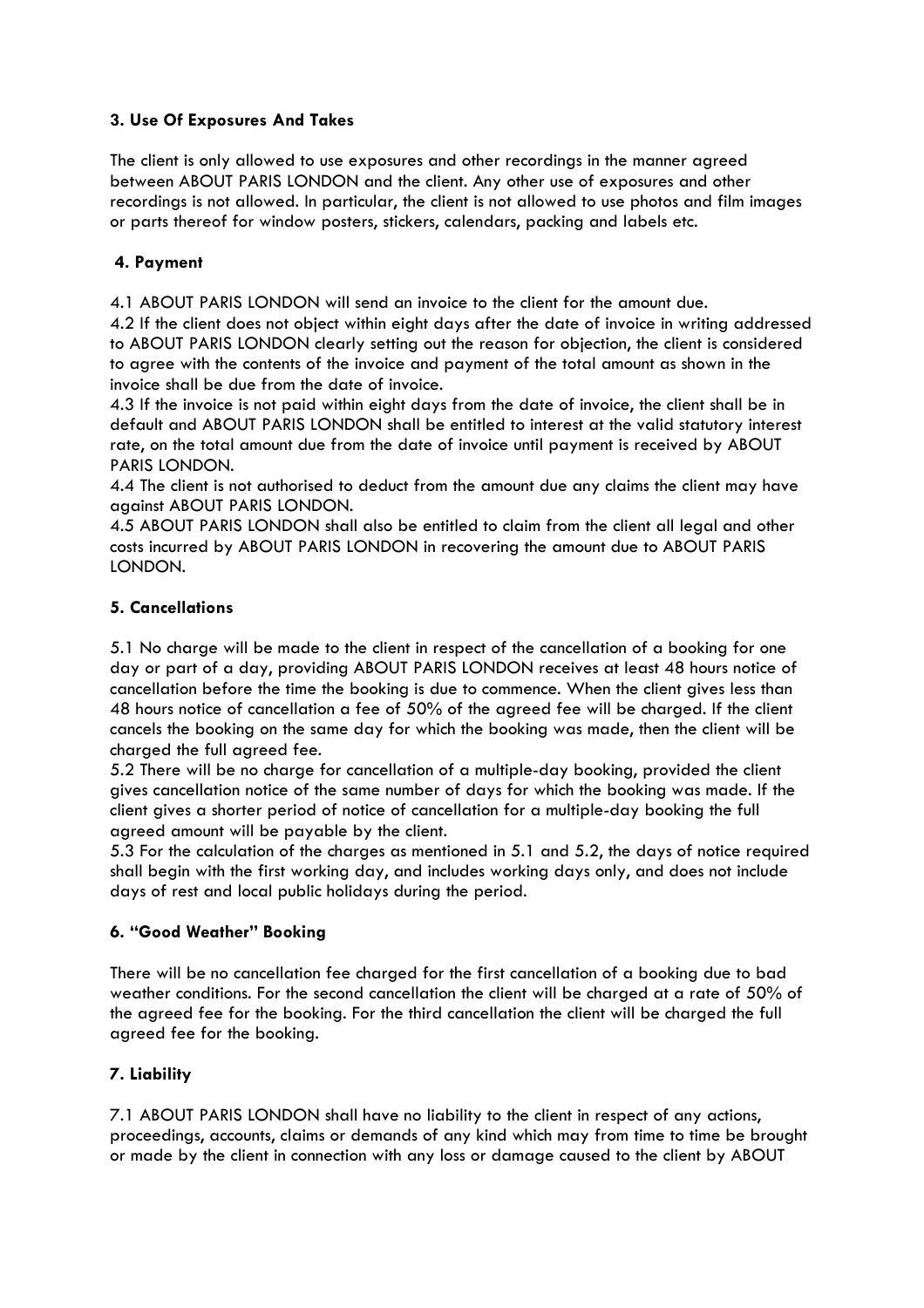### 3. Use Of Exposures And Takes

The client is only allowed to use exposures and other recordings in the manner agreed between ABOUT PARIS LONDON and the client. Any other use of exposures and other recordings is not allowed. In particular, the client is not allowed to use photos and film images or parts thereof for window posters, stickers, calendars, packing and labels etc.

### 4. Payment

4.1 ABOUT PARIS LONDON will send an invoice to the client for the amount due.

4.2 If the client does not object within eight days after the date of invoice in writing addressed to ABOUT PARIS LONDON clearly setting out the reason for objection, the client is considered to agree with the contents of the invoice and payment of the total amount as shown in the invoice shall be due from the date of invoice.

4.3 If the invoice is not paid within eight days from the date of invoice, the client shall be in default and ABOUT PARIS LONDON shall be entitled to interest at the valid statutory interest rate, on the total amount due from the date of invoice until payment is received by ABOUT PARIS LONDON.

4.4 The client is not authorised to deduct from the amount due any claims the client may have against ABOUT PARIS LONDON.

4.5 ABOUT PARIS LONDON shall also be entitled to claim from the client all legal and other costs incurred by ABOUT PARIS LONDON in recovering the amount due to ABOUT PARIS LONDON.

### 5. Cancellations

5.1 No charge will be made to the client in respect of the cancellation of a booking for one day or part of a day, providing ABOUT PARIS LONDON receives at least 48 hours notice of cancellation before the time the booking is due to commence. When the client gives less than 48 hours notice of cancellation a fee of 50% of the agreed fee will be charged. If the client cancels the booking on the same day for which the booking was made, then the client will be charged the full agreed fee.

5.2 There will be no charge for cancellation of a multiple-day booking, provided the client gives cancellation notice of the same number of days for which the booking was made. If the client gives a shorter period of notice of cancellation for a multiple-day booking the full agreed amount will be payable by the client.

5.3 For the calculation of the charges as mentioned in 5.1 and 5.2, the days of notice required shall begin with the first working day, and includes working days only, and does not include days of rest and local public holidays during the period.

### 6. "Good Weather" Booking

There will be no cancellation fee charged for the first cancellation of a booking due to bad weather conditions. For the second cancellation the client will be charged at a rate of 50% of the agreed fee for the booking. For the third cancellation the client will be charged the full agreed fee for the booking.

### 7. Liability

7.1 ABOUT PARIS LONDON shall have no liability to the client in respect of any actions, proceedings, accounts, claims or demands of any kind which may from time to time be brought or made by the client in connection with any loss or damage caused to the client by ABOUT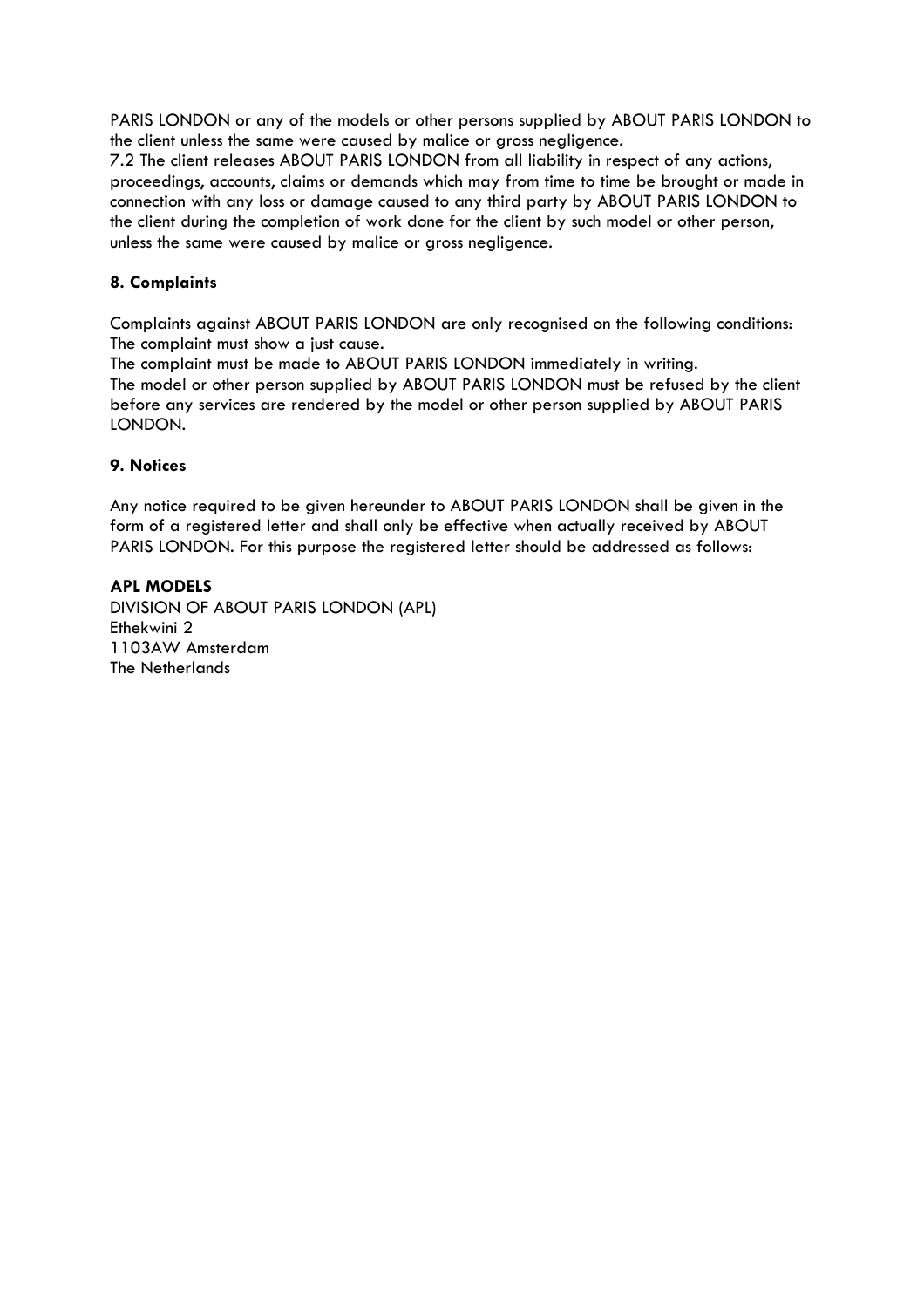PARIS LONDON or any of the models or other persons supplied by ABOUT PARIS LONDON to the client unless the same were caused by malice or gross negligence.

7.2 The client releases ABOUT PARIS LONDON from all liability in respect of any actions, proceedings, accounts, claims or demands which may from time to time be brought or made in connection with any loss or damage caused to any third party by ABOUT PARIS LONDON to the client during the completion of work done for the client by such model or other person, unless the same were caused by malice or gross negligence.

**8. Complaints**

Complaints against ABOUT PARIS LONDON are only recognised on the following conditions:
The complaint must show a just cause.
The complaint must be made to ABOUT PARIS LONDON immediately in writing.
The model or other person supplied by ABOUT PARIS LONDON must be refused by the client before any services are rendered by the model or other person supplied by ABOUT PARIS LONDON.

**9. Notices**

Any notice required to be given hereunder to ABOUT PARIS LONDON shall be given in the form of a registered letter and shall only be effective when actually received by ABOUT PARIS LONDON. For this purpose the registered letter should be addressed as follows:

**APL MODELS**
DIVISION OF ABOUT PARIS LONDON (APL)
Ethekwini 2
1103AW Amsterdam
The Netherlands